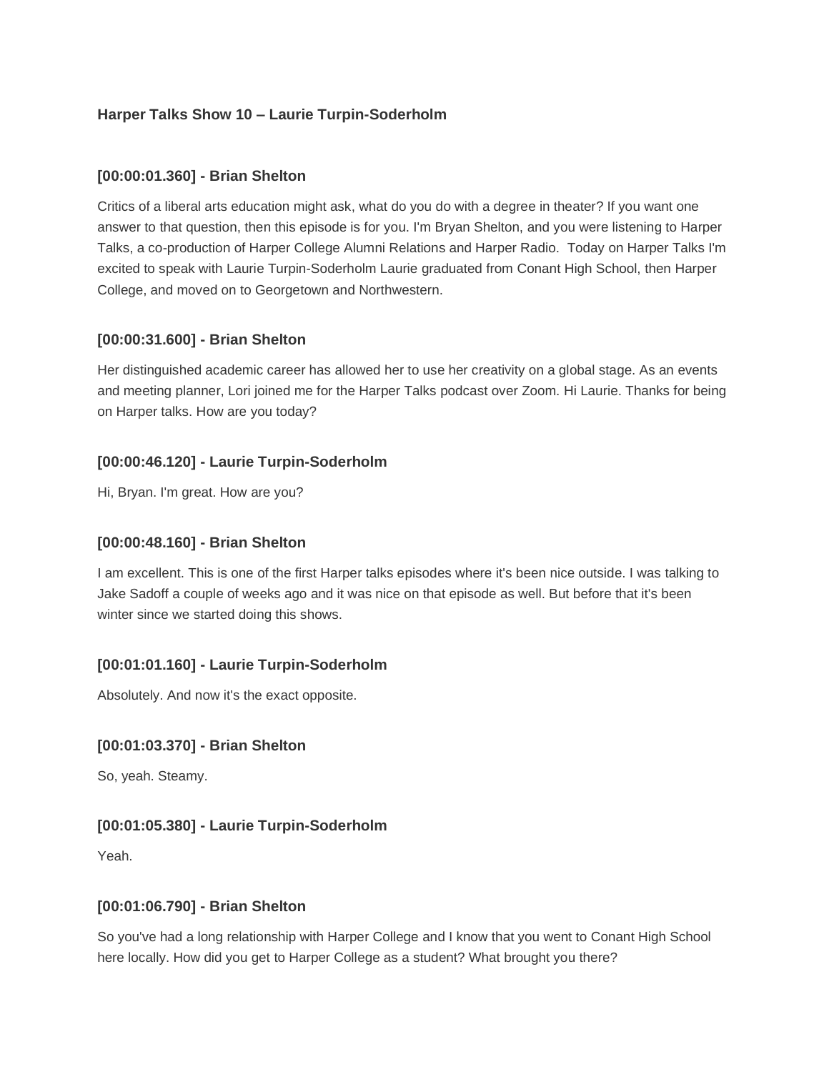**Harper Talks Show 10 – Laurie Turpin-Soderholm**

**[00:00:01.360] - Brian Shelton**

Critics of a liberal arts education might ask, what do you do with a degree in theater? If you want one answer to that question, then this episode is for you. I'm Bryan Shelton, and you were listening to Harper Talks, a co-production of Harper College Alumni Relations and Harper Radio. Today on Harper Talks I'm excited to speak with Laurie Turpin-Soderholm Laurie graduated from Conant High School, then Harper College, and moved on to Georgetown and Northwestern.

**[00:00:31.600] - Brian Shelton**

Her distinguished academic career has allowed her to use her creativity on a global stage. As an events and meeting planner, Lori joined me for the Harper Talks podcast over Zoom. Hi Laurie. Thanks for being on Harper talks. How are you today?

**[00:00:46.120] - Laurie Turpin-Soderholm**

Hi, Bryan. I'm great. How are you?

**[00:00:48.160] - Brian Shelton**

I am excellent. This is one of the first Harper talks episodes where it's been nice outside. I was talking to Jake Sadoff a couple of weeks ago and it was nice on that episode as well. But before that it's been winter since we started doing this shows.

**[00:01:01.160] - Laurie Turpin-Soderholm**

Absolutely. And now it's the exact opposite.

**[00:01:03.370] - Brian Shelton**

So, yeah. Steamy.

**[00:01:05.380] - Laurie Turpin-Soderholm**

Yeah.

**[00:01:06.790] - Brian Shelton**

So you've had a long relationship with Harper College and I know that you went to Conant High School here locally. How did you get to Harper College as a student? What brought you there?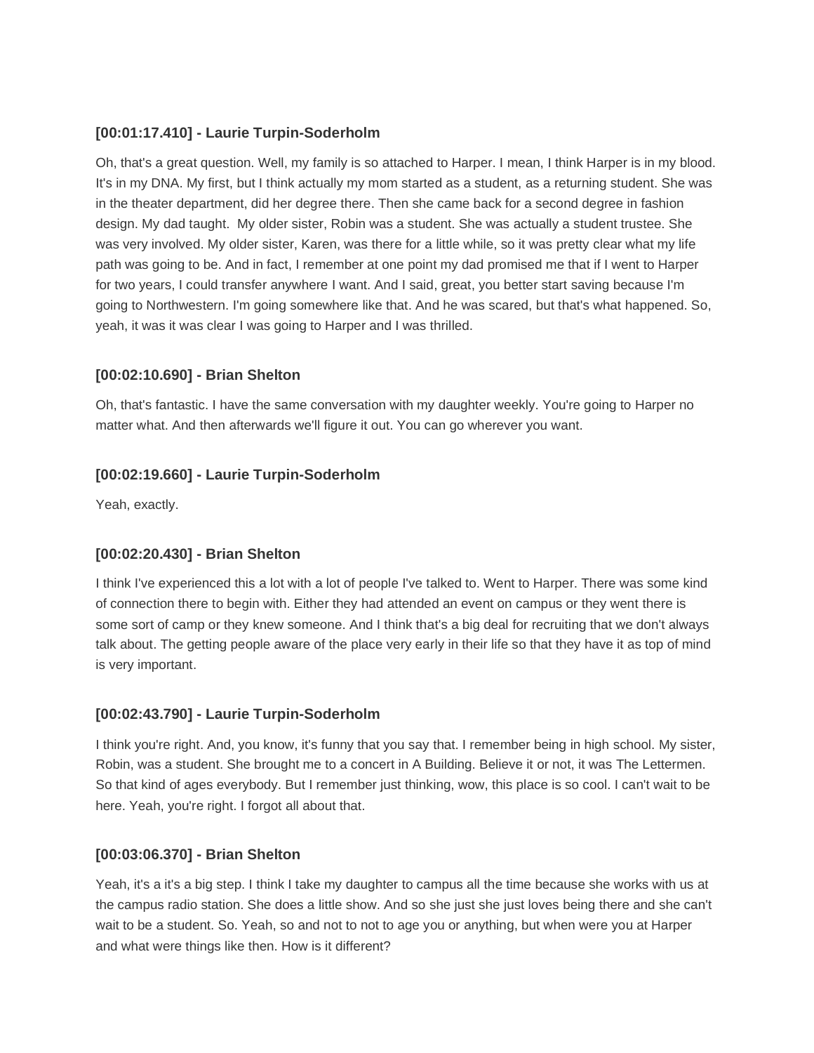### [00:01:17.410] - Laurie Turpin-Soderholm

Oh, that's a great question. Well, my family is so attached to Harper. I mean, I think Harper is in my blood. It's in my DNA. My first, but I think actually my mom started as a student, as a returning student. She was in the theater department, did her degree there. Then she came back for a second degree in fashion design. My dad taught.  My older sister, Robin was a student. She was actually a student trustee. She was very involved. My older sister, Karen, was there for a little while, so it was pretty clear what my life path was going to be. And in fact, I remember at one point my dad promised me that if I went to Harper for two years, I could transfer anywhere I want. And I said, great, you better start saving because I'm going to Northwestern. I'm going somewhere like that. And he was scared, but that's what happened. So, yeah, it was it was clear I was going to Harper and I was thrilled.

### [00:02:10.690] - Brian Shelton

Oh, that's fantastic. I have the same conversation with my daughter weekly. You're going to Harper no matter what. And then afterwards we'll figure it out. You can go wherever you want.

### [00:02:19.660] - Laurie Turpin-Soderholm

Yeah, exactly.

### [00:02:20.430] - Brian Shelton

I think I've experienced this a lot with a lot of people I've talked to. Went to Harper. There was some kind of connection there to begin with. Either they had attended an event on campus or they went there is some sort of camp or they knew someone. And I think that's a big deal for recruiting that we don't always talk about. The getting people aware of the place very early in their life so that they have it as top of mind is very important.

### [00:02:43.790] - Laurie Turpin-Soderholm

I think you're right. And, you know, it's funny that you say that. I remember being in high school. My sister, Robin, was a student. She brought me to a concert in A Building. Believe it or not, it was The Lettermen. So that kind of ages everybody. But I remember just thinking, wow, this place is so cool. I can't wait to be here. Yeah, you're right. I forgot all about that.

### [00:03:06.370] - Brian Shelton

Yeah, it's a it's a big step. I think I take my daughter to campus all the time because she works with us at the campus radio station. She does a little show. And so she just she just loves being there and she can't wait to be a student. So. Yeah, so and not to not to age you or anything, but when were you at Harper and what were things like then. How is it different?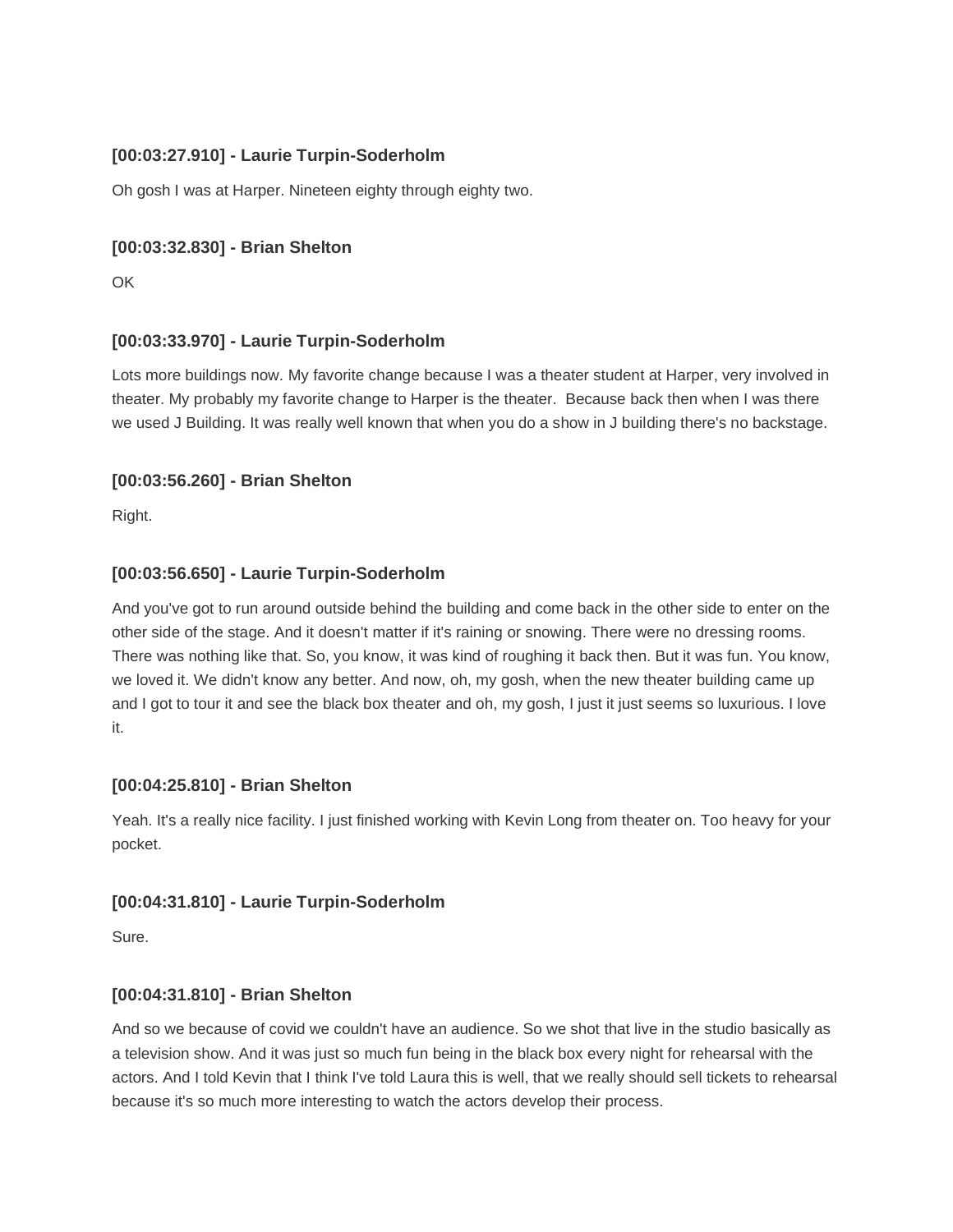**[00:03:27.910] - Laurie Turpin-Soderholm**

Oh gosh I was at Harper. Nineteen eighty through eighty two.

**[00:03:32.830] - Brian Shelton**

OK

**[00:03:33.970] - Laurie Turpin-Soderholm**

Lots more buildings now. My favorite change because I was a theater student at Harper, very involved in theater. My probably my favorite change to Harper is the theater.  Because back then when I was there we used J Building. It was really well known that when you do a show in J building there's no backstage.

**[00:03:56.260] - Brian Shelton**

Right.

**[00:03:56.650] - Laurie Turpin-Soderholm**

And you've got to run around outside behind the building and come back in the other side to enter on the other side of the stage. And it doesn't matter if it's raining or snowing. There were no dressing rooms. There was nothing like that. So, you know, it was kind of roughing it back then. But it was fun. You know, we loved it. We didn't know any better. And now, oh, my gosh, when the new theater building came up and I got to tour it and see the black box theater and oh, my gosh, I just it just seems so luxurious. I love it.

**[00:04:25.810] - Brian Shelton**

Yeah. It's a really nice facility. I just finished working with Kevin Long from theater on. Too heavy for your pocket.

**[00:04:31.810] - Laurie Turpin-Soderholm**

Sure.

**[00:04:31.810] - Brian Shelton**

And so we because of covid we couldn't have an audience. So we shot that live in the studio basically as a television show. And it was just so much fun being in the black box every night for rehearsal with the actors. And I told Kevin that I think I've told Laura this is well, that we really should sell tickets to rehearsal because it's so much more interesting to watch the actors develop their process.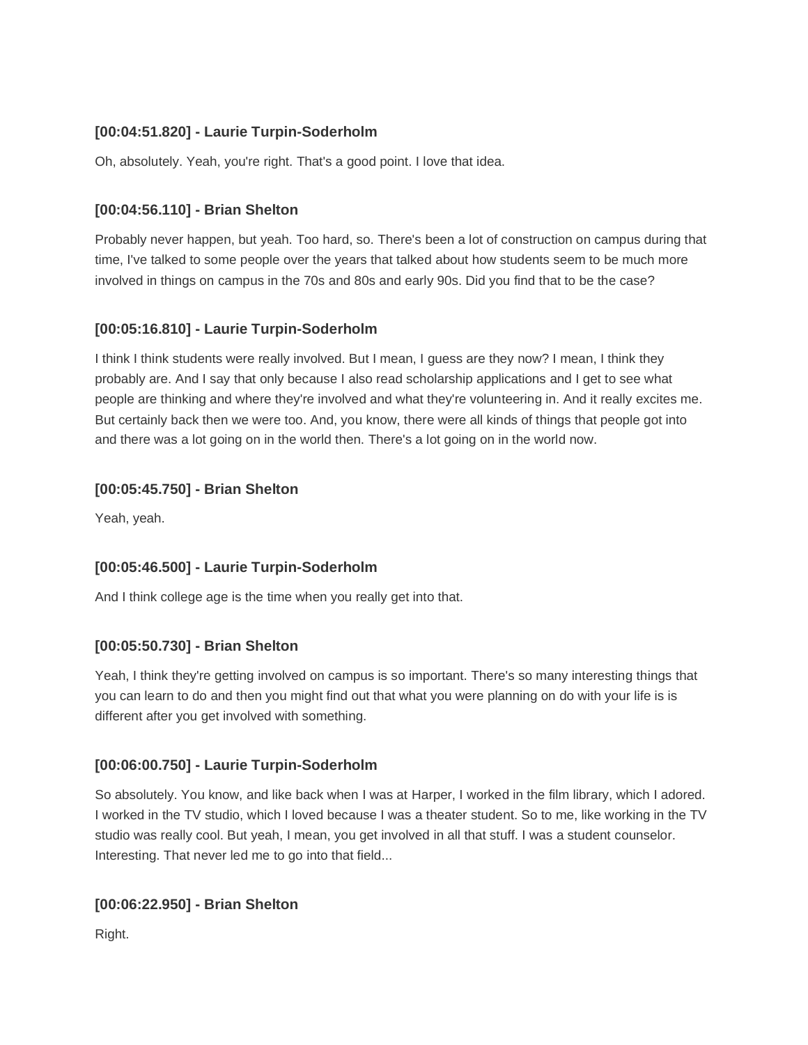### [00:04:51.820] - Laurie Turpin-Soderholm

Oh, absolutely. Yeah, you're right. That's a good point. I love that idea.

### [00:04:56.110] - Brian Shelton

Probably never happen, but yeah. Too hard, so. There's been a lot of construction on campus during that time, I've talked to some people over the years that talked about how students seem to be much more involved in things on campus in the 70s and 80s and early 90s. Did you find that to be the case?

### [00:05:16.810] - Laurie Turpin-Soderholm

I think I think students were really involved. But I mean, I guess are they now? I mean, I think they probably are. And I say that only because I also read scholarship applications and I get to see what people are thinking and where they're involved and what they're volunteering in. And it really excites me. But certainly back then we were too. And, you know, there were all kinds of things that people got into and there was a lot going on in the world then. There's a lot going on in the world now.

### [00:05:45.750] - Brian Shelton

Yeah, yeah.

### [00:05:46.500] - Laurie Turpin-Soderholm

And I think college age is the time when you really get into that.

### [00:05:50.730] - Brian Shelton

Yeah, I think they're getting involved on campus is so important. There's so many interesting things that you can learn to do and then you might find out that what you were planning on do with your life is is different after you get involved with something.

### [00:06:00.750] - Laurie Turpin-Soderholm

So absolutely. You know, and like back when I was at Harper, I worked in the film library, which I adored. I worked in the TV studio, which I loved because I was a theater student. So to me, like working in the TV studio was really cool. But yeah, I mean, you get involved in all that stuff. I was a student counselor. Interesting. That never led me to go into that field...

### [00:06:22.950] - Brian Shelton

Right.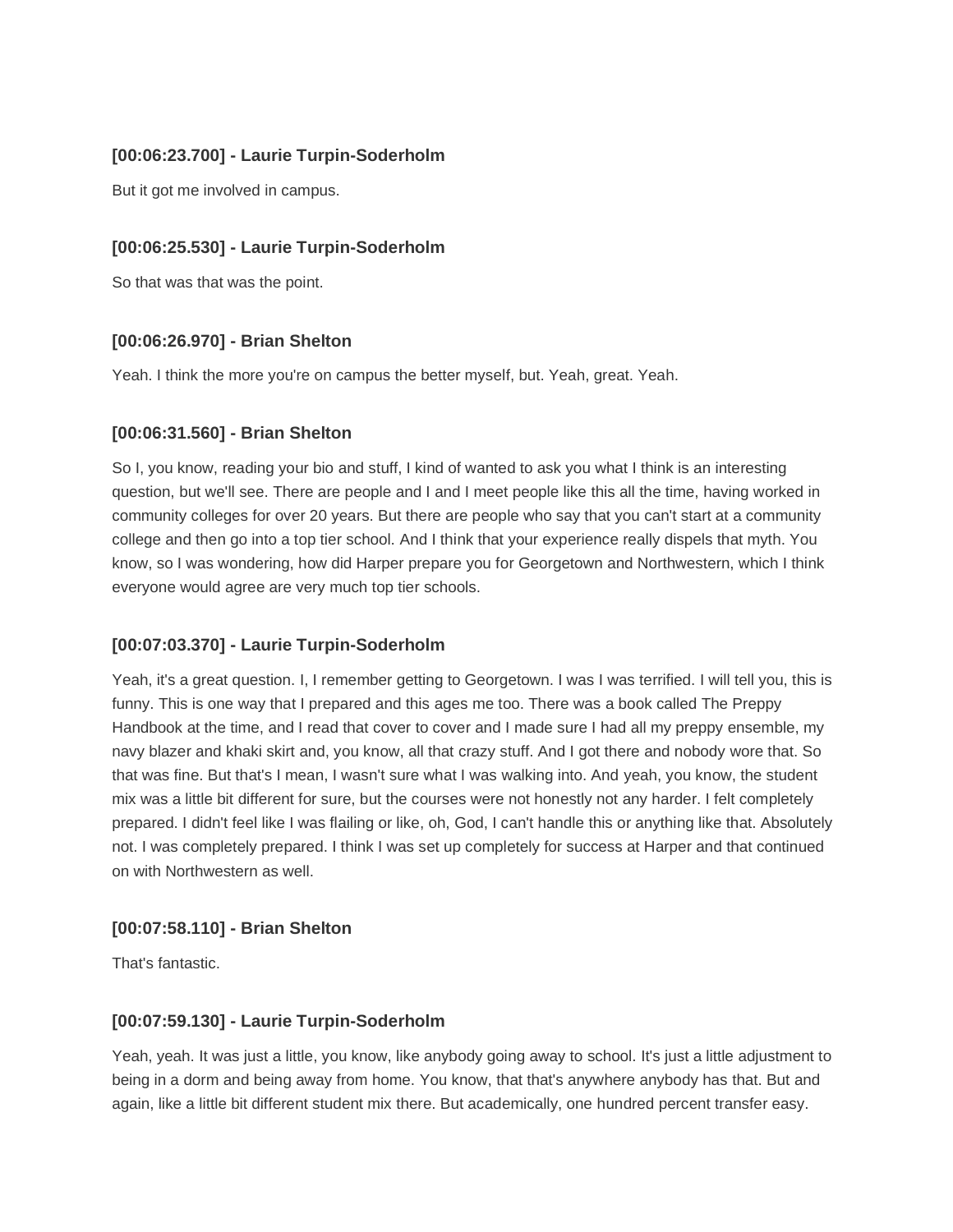### [00:06:23.700] - Laurie Turpin-Soderholm

But it got me involved in campus.

### [00:06:25.530] - Laurie Turpin-Soderholm

So that was that was the point.

### [00:06:26.970] - Brian Shelton

Yeah. I think the more you're on campus the better myself, but. Yeah, great. Yeah.

### [00:06:31.560] - Brian Shelton

So I, you know, reading your bio and stuff, I kind of wanted to ask you what I think is an interesting question, but we'll see. There are people and I and I meet people like this all the time, having worked in community colleges for over 20 years. But there are people who say that you can't start at a community college and then go into a top tier school. And I think that your experience really dispels that myth. You know, so I was wondering, how did Harper prepare you for Georgetown and Northwestern, which I think everyone would agree are very much top tier schools.

### [00:07:03.370] - Laurie Turpin-Soderholm

Yeah, it's a great question. I, I remember getting to Georgetown. I was I was terrified. I will tell you, this is funny. This is one way that I prepared and this ages me too. There was a book called The Preppy Handbook at the time, and I read that cover to cover and I made sure I had all my preppy ensemble, my navy blazer and khaki skirt and, you know, all that crazy stuff. And I got there and nobody wore that. So that was fine. But that's I mean, I wasn't sure what I was walking into. And yeah, you know, the student mix was a little bit different for sure, but the courses were not honestly not any harder. I felt completely prepared. I didn't feel like I was flailing or like, oh, God, I can't handle this or anything like that. Absolutely not. I was completely prepared. I think I was set up completely for success at Harper and that continued on with Northwestern as well.

### [00:07:58.110] - Brian Shelton

That's fantastic.

### [00:07:59.130] - Laurie Turpin-Soderholm

Yeah, yeah. It was just a little, you know, like anybody going away to school. It's just a little adjustment to being in a dorm and being away from home. You know, that that's anywhere anybody has that. But and again, like a little bit different student mix there. But academically, one hundred percent transfer easy.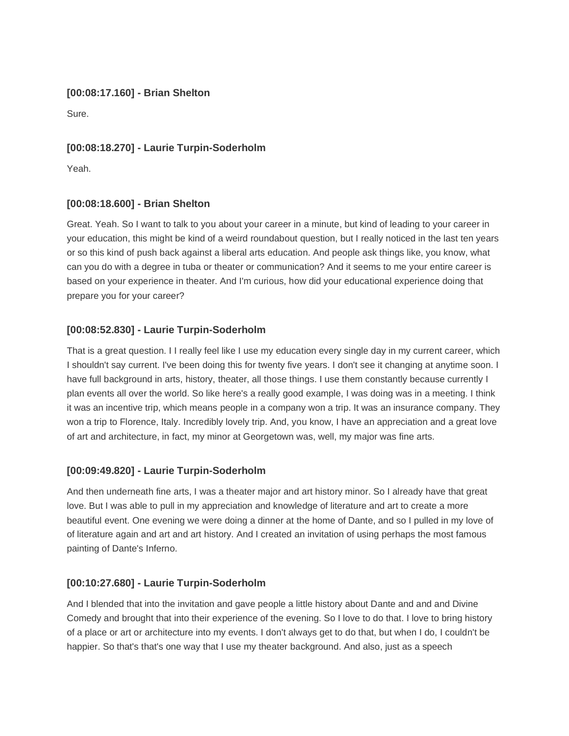**[00:08:17.160] - Brian Shelton**

Sure.

**[00:08:18.270] - Laurie Turpin-Soderholm**

Yeah.

**[00:08:18.600] - Brian Shelton**

Great. Yeah. So I want to talk to you about your career in a minute, but kind of leading to your career in your education, this might be kind of a weird roundabout question, but I really noticed in the last ten years or so this kind of push back against a liberal arts education. And people ask things like, you know, what can you do with a degree in tuba or theater or communication? And it seems to me your entire career is based on your experience in theater. And I'm curious, how did your educational experience doing that prepare you for your career?

**[00:08:52.830] - Laurie Turpin-Soderholm**

That is a great question. I I really feel like I use my education every single day in my current career, which I shouldn't say current. I've been doing this for twenty five years. I don't see it changing at anytime soon. I have full background in arts, history, theater, all those things. I use them constantly because currently I plan events all over the world. So like here's a really good example, I was doing was in a meeting. I think it was an incentive trip, which means people in a company won a trip. It was an insurance company. They won a trip to Florence, Italy. Incredibly lovely trip. And, you know, I have an appreciation and a great love of art and architecture, in fact, my minor at Georgetown was, well, my major was fine arts.

**[00:09:49.820] - Laurie Turpin-Soderholm**

And then underneath fine arts, I was a theater major and art history minor. So I already have that great love. But I was able to pull in my appreciation and knowledge of literature and art to create a more beautiful event. One evening we were doing a dinner at the home of Dante, and so I pulled in my love of of literature again and art and art history. And I created an invitation of using perhaps the most famous painting of Dante's Inferno.

**[00:10:27.680] - Laurie Turpin-Soderholm**

And I blended that into the invitation and gave people a little history about Dante and and and Divine Comedy and brought that into their experience of the evening. So I love to do that. I love to bring history of a place or art or architecture into my events. I don't always get to do that, but when I do, I couldn't be happier. So that's that's one way that I use my theater background. And also, just as a speech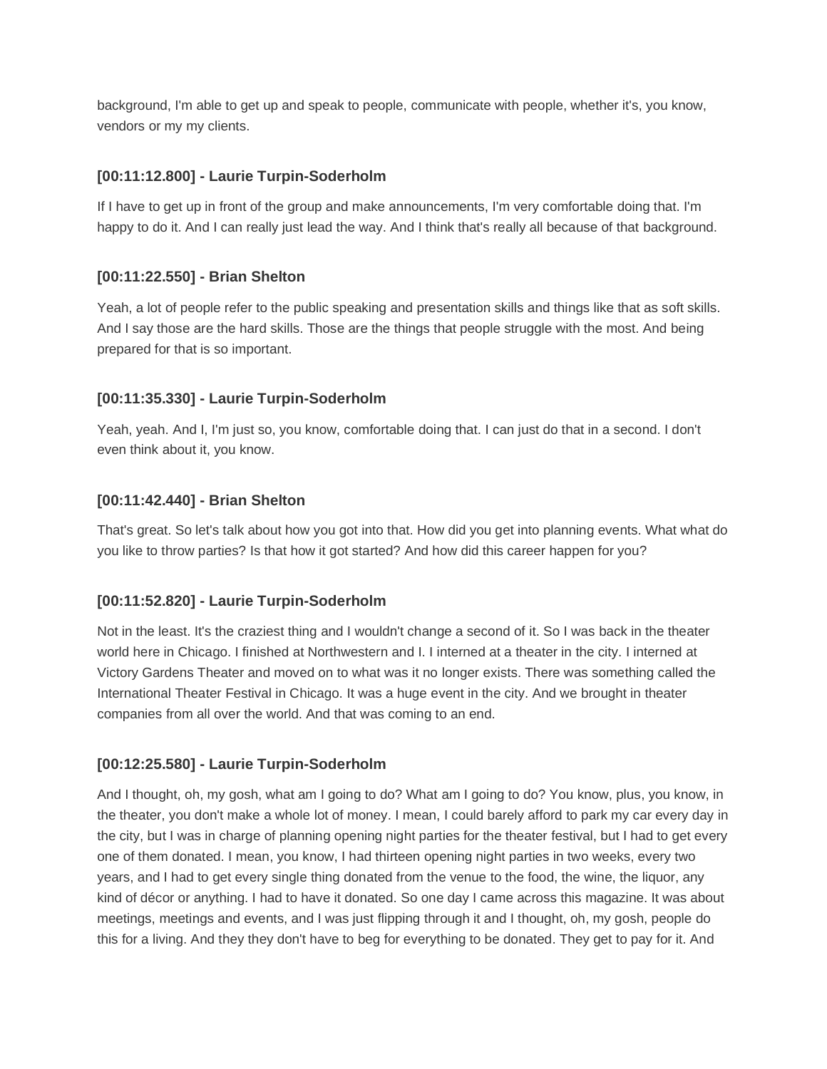background, I'm able to get up and speak to people, communicate with people, whether it's, you know, vendors or my my clients.

### [00:11:12.800] - Laurie Turpin-Soderholm

If I have to get up in front of the group and make announcements, I'm very comfortable doing that. I'm happy to do it. And I can really just lead the way. And I think that's really all because of that background.

### [00:11:22.550] - Brian Shelton

Yeah, a lot of people refer to the public speaking and presentation skills and things like that as soft skills. And I say those are the hard skills. Those are the things that people struggle with the most. And being prepared for that is so important.

### [00:11:35.330] - Laurie Turpin-Soderholm

Yeah, yeah. And I, I'm just so, you know, comfortable doing that. I can just do that in a second. I don't even think about it, you know.

### [00:11:42.440] - Brian Shelton

That's great. So let's talk about how you got into that. How did you get into planning events. What what do you like to throw parties? Is that how it got started? And how did this career happen for you?

### [00:11:52.820] - Laurie Turpin-Soderholm

Not in the least. It's the craziest thing and I wouldn't change a second of it. So I was back in the theater world here in Chicago. I finished at Northwestern and I. I interned at a theater in the city. I interned at Victory Gardens Theater and moved on to what was it no longer exists. There was something called the International Theater Festival in Chicago. It was a huge event in the city. And we brought in theater companies from all over the world. And that was coming to an end.

### [00:12:25.580] - Laurie Turpin-Soderholm

And I thought, oh, my gosh, what am I going to do? What am I going to do? You know, plus, you know, in the theater, you don't make a whole lot of money. I mean, I could barely afford to park my car every day in the city, but I was in charge of planning opening night parties for the theater festival, but I had to get every one of them donated. I mean, you know, I had thirteen opening night parties in two weeks, every two years, and I had to get every single thing donated from the venue to the food, the wine, the liquor, any kind of décor or anything. I had to have it donated. So one day I came across this magazine. It was about meetings, meetings and events, and I was just flipping through it and I thought, oh, my gosh, people do this for a living. And they they don't have to beg for everything to be donated. They get to pay for it. And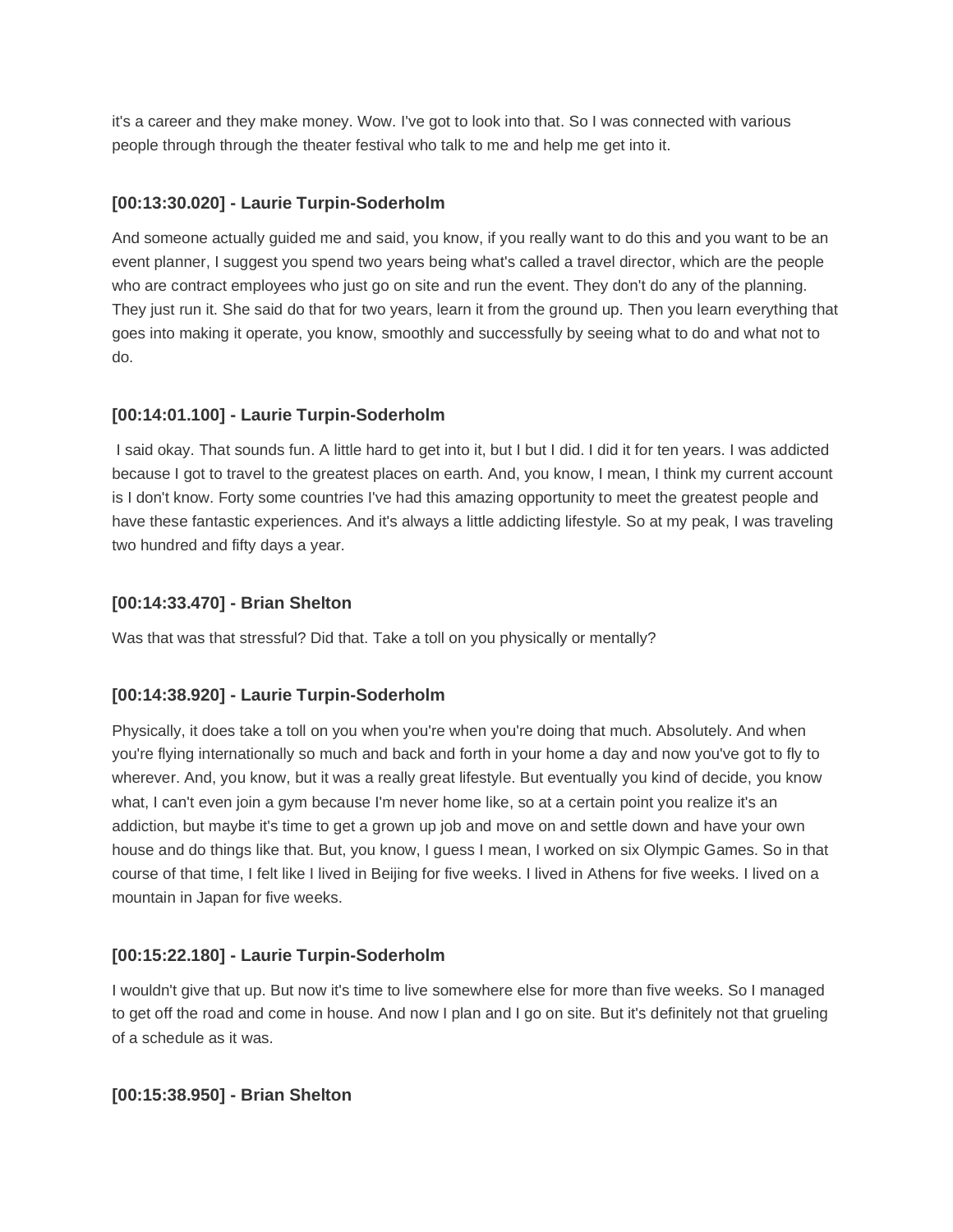it's a career and they make money. Wow. I've got to look into that. So I was connected with various people through through the theater festival who talk to me and help me get into it.

### [00:13:30.020] - Laurie Turpin-Soderholm

And someone actually guided me and said, you know, if you really want to do this and you want to be an event planner, I suggest you spend two years being what's called a travel director, which are the people who are contract employees who just go on site and run the event. They don't do any of the planning. They just run it. She said do that for two years, learn it from the ground up. Then you learn everything that goes into making it operate, you know, smoothly and successfully by seeing what to do and what not to do.

### [00:14:01.100] - Laurie Turpin-Soderholm

I said okay. That sounds fun. A little hard to get into it, but I but I did. I did it for ten years. I was addicted because I got to travel to the greatest places on earth. And, you know, I mean, I think my current account is I don't know. Forty some countries I've had this amazing opportunity to meet the greatest people and have these fantastic experiences. And it's always a little addicting lifestyle. So at my peak, I was traveling two hundred and fifty days a year.

### [00:14:33.470] - Brian Shelton

Was that was that stressful? Did that. Take a toll on you physically or mentally?

### [00:14:38.920] - Laurie Turpin-Soderholm

Physically, it does take a toll on you when you're when you're doing that much. Absolutely. And when you're flying internationally so much and back and forth in your home a day and now you've got to fly to wherever. And, you know, but it was a really great lifestyle. But eventually you kind of decide, you know what, I can't even join a gym because I'm never home like, so at a certain point you realize it's an addiction, but maybe it's time to get a grown up job and move on and settle down and have your own house and do things like that. But, you know, I guess I mean, I worked on six Olympic Games. So in that course of that time, I felt like I lived in Beijing for five weeks. I lived in Athens for five weeks. I lived on a mountain in Japan for five weeks.

### [00:15:22.180] - Laurie Turpin-Soderholm

I wouldn't give that up. But now it's time to live somewhere else for more than five weeks. So I managed to get off the road and come in house. And now I plan and I go on site. But it's definitely not that grueling of a schedule as it was.

### [00:15:38.950] - Brian Shelton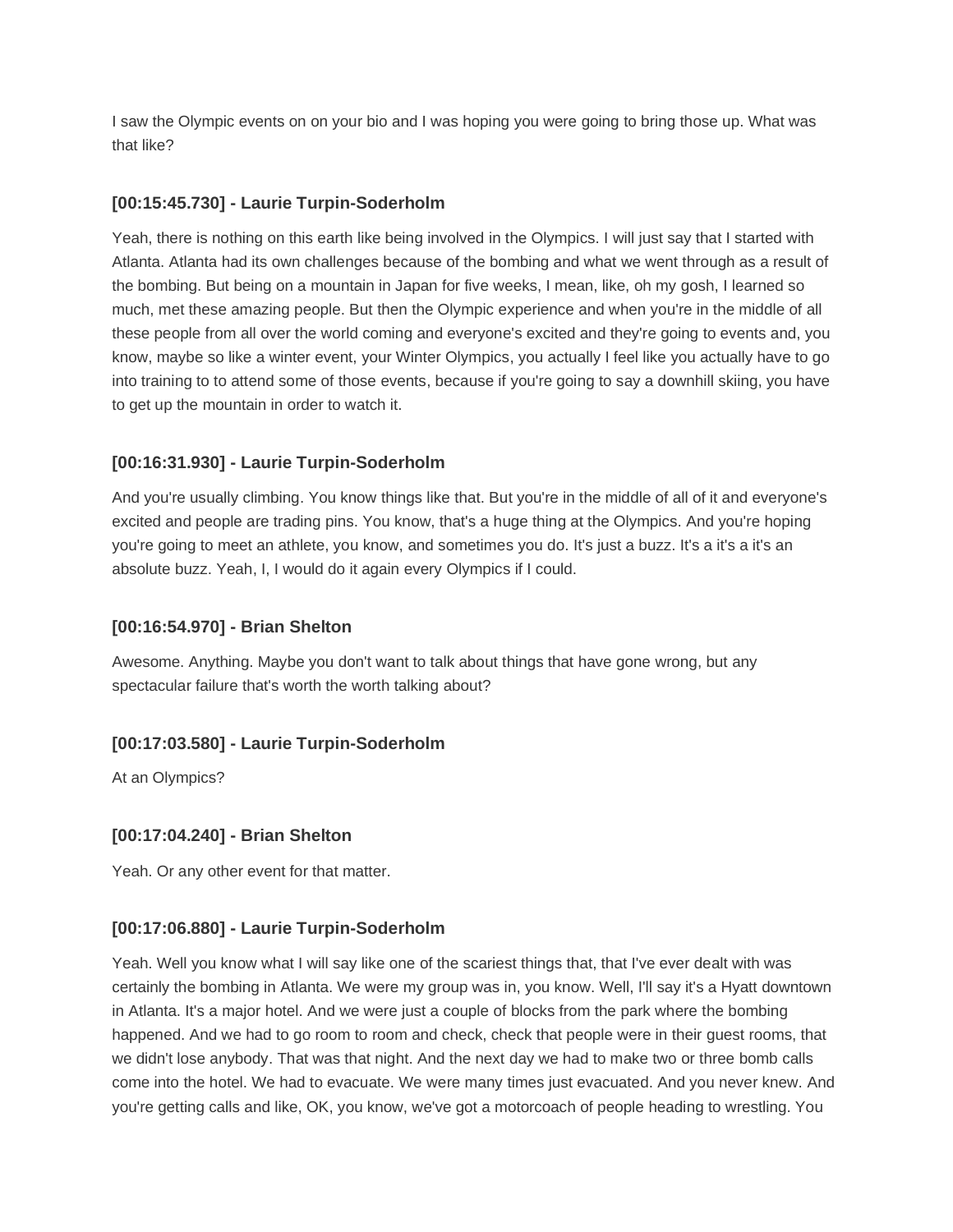I saw the Olympic events on on your bio and I was hoping you were going to bring those up. What was that like?

### [00:15:45.730] - Laurie Turpin-Soderholm

Yeah, there is nothing on this earth like being involved in the Olympics. I will just say that I started with Atlanta. Atlanta had its own challenges because of the bombing and what we went through as a result of the bombing. But being on a mountain in Japan for five weeks, I mean, like, oh my gosh, I learned so much, met these amazing people. But then the Olympic experience and when you're in the middle of all these people from all over the world coming and everyone's excited and they're going to events and, you know, maybe so like a winter event, your Winter Olympics, you actually I feel like you actually have to go into training to to attend some of those events, because if you're going to say a downhill skiing, you have to get up the mountain in order to watch it.

### [00:16:31.930] - Laurie Turpin-Soderholm

And you're usually climbing. You know things like that. But you're in the middle of all of it and everyone's excited and people are trading pins. You know, that's a huge thing at the Olympics. And you're hoping you're going to meet an athlete, you know, and sometimes you do. It's just a buzz. It's a it's a it's an absolute buzz. Yeah, I, I would do it again every Olympics if I could.

### [00:16:54.970] - Brian Shelton

Awesome. Anything. Maybe you don't want to talk about things that have gone wrong, but any spectacular failure that's worth the worth talking about?

### [00:17:03.580] - Laurie Turpin-Soderholm

At an Olympics?

### [00:17:04.240] - Brian Shelton

Yeah. Or any other event for that matter.

### [00:17:06.880] - Laurie Turpin-Soderholm

Yeah. Well you know what I will say like one of the scariest things that, that I've ever dealt with was certainly the bombing in Atlanta. We were my group was in, you know. Well, I'll say it's a Hyatt downtown in Atlanta. It's a major hotel. And we were just a couple of blocks from the park where the bombing happened. And we had to go room to room and check, check that people were in their guest rooms, that we didn't lose anybody. That was that night. And the next day we had to make two or three bomb calls come into the hotel. We had to evacuate. We were many times just evacuated. And you never knew. And you're getting calls and like, OK, you know, we've got a motorcoach of people heading to wrestling. You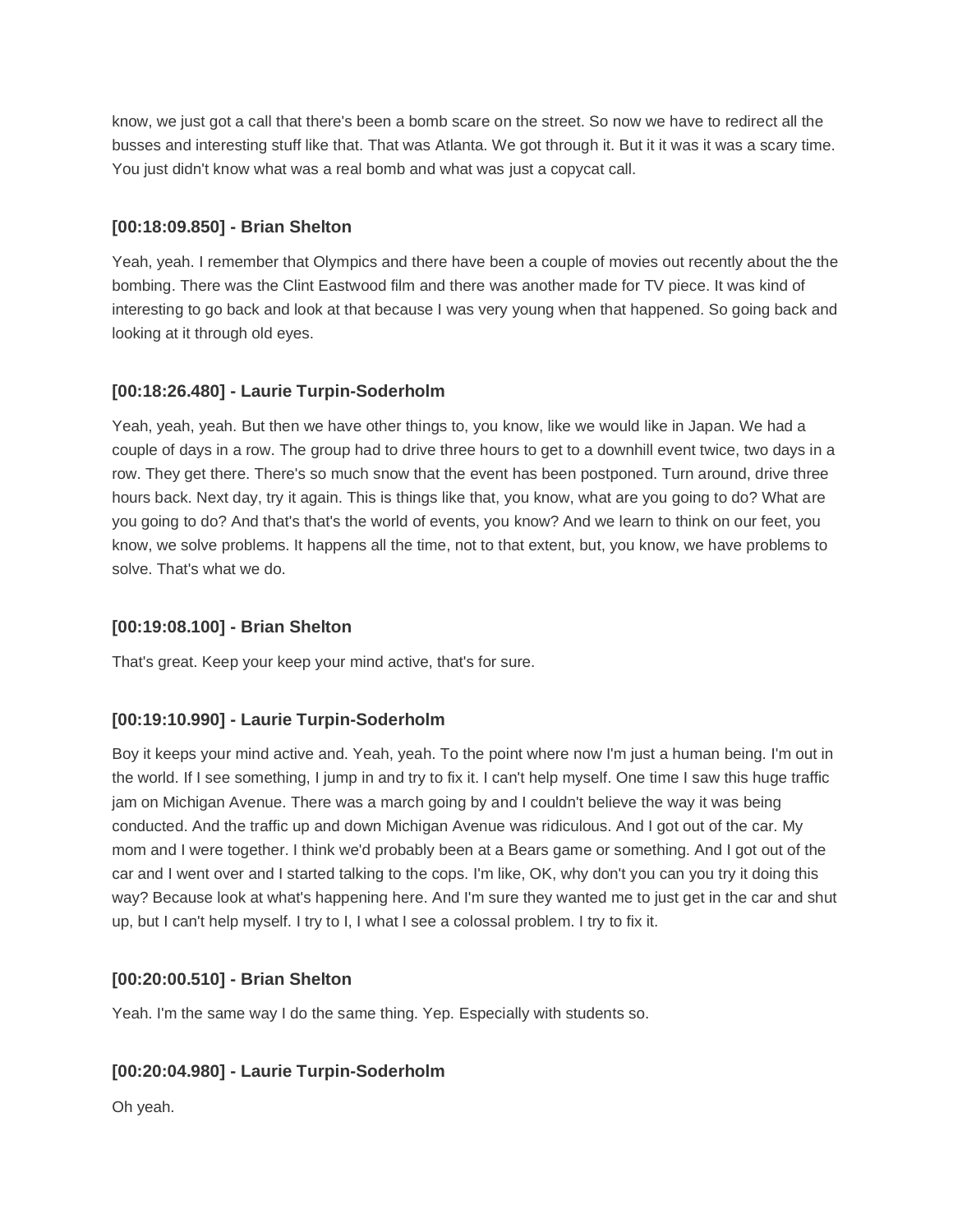know, we just got a call that there's been a bomb scare on the street. So now we have to redirect all the busses and interesting stuff like that. That was Atlanta. We got through it. But it it was it was a scary time. You just didn't know what was a real bomb and what was just a copycat call.

### [00:18:09.850] - Brian Shelton

Yeah, yeah. I remember that Olympics and there have been a couple of movies out recently about the the bombing. There was the Clint Eastwood film and there was another made for TV piece. It was kind of interesting to go back and look at that because I was very young when that happened. So going back and looking at it through old eyes.

### [00:18:26.480] - Laurie Turpin-Soderholm

Yeah, yeah, yeah. But then we have other things to, you know, like we would like in Japan. We had a couple of days in a row. The group had to drive three hours to get to a downhill event twice, two days in a row. They get there. There's so much snow that the event has been postponed. Turn around, drive three hours back. Next day, try it again. This is things like that, you know, what are you going to do? What are you going to do? And that's that's the world of events, you know? And we learn to think on our feet, you know, we solve problems. It happens all the time, not to that extent, but, you know, we have problems to solve. That's what we do.

### [00:19:08.100] - Brian Shelton

That's great. Keep your keep your mind active, that's for sure.

### [00:19:10.990] - Laurie Turpin-Soderholm

Boy it keeps your mind active and. Yeah, yeah. To the point where now I'm just a human being. I'm out in the world. If I see something, I jump in and try to fix it. I can't help myself. One time I saw this huge traffic jam on Michigan Avenue. There was a march going by and I couldn't believe the way it was being conducted. And the traffic up and down Michigan Avenue was ridiculous. And I got out of the car. My mom and I were together. I think we'd probably been at a Bears game or something. And I got out of the car and I went over and I started talking to the cops. I'm like, OK, why don't you can you try it doing this way? Because look at what's happening here. And I'm sure they wanted me to just get in the car and shut up, but I can't help myself. I try to I, I what I see a colossal problem. I try to fix it.

### [00:20:00.510] - Brian Shelton

Yeah. I'm the same way I do the same thing. Yep. Especially with students so.

### [00:20:04.980] - Laurie Turpin-Soderholm

Oh yeah.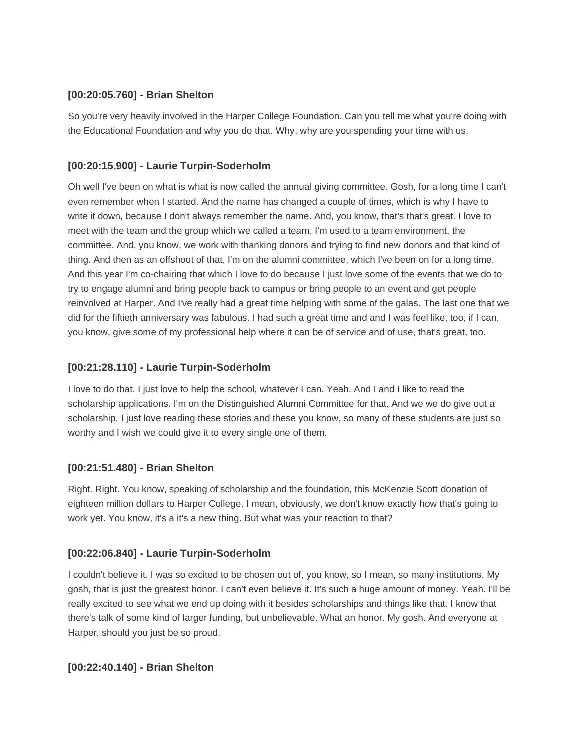**[00:20:05.760] - Brian Shelton**

So you're very heavily involved in the Harper College Foundation. Can you tell me what you're doing with the Educational Foundation and why you do that. Why, why are you spending your time with us.

**[00:20:15.900] - Laurie Turpin-Soderholm**

Oh well I've been on what is what is now called the annual giving committee. Gosh, for a long time I can't even remember when I started. And the name has changed a couple of times, which is why I have to write it down, because I don't always remember the name. And, you know, that's that's great. I love to meet with the team and the group which we called a team. I'm used to a team environment, the committee. And, you know, we work with thanking donors and trying to find new donors and that kind of thing. And then as an offshoot of that, I'm on the alumni committee, which I've been on for a long time. And this year I'm co-chairing that which I love to do because I just love some of the events that we do to try to engage alumni and bring people back to campus or bring people to an event and get people reinvolved at Harper. And I've really had a great time helping with some of the galas. The last one that we did for the fiftieth anniversary was fabulous. I had such a great time and and I was feel like, too, if I can, you know, give some of my professional help where it can be of service and of use, that's great, too.

**[00:21:28.110] - Laurie Turpin-Soderholm**

I love to do that. I just love to help the school, whatever I can. Yeah. And I and I like to read the scholarship applications. I'm on the Distinguished Alumni Committee for that. And we we do give out a scholarship. I just love reading these stories and these you know, so many of these students are just so worthy and I wish we could give it to every single one of them.

**[00:21:51.480] - Brian Shelton**

Right. Right. You know, speaking of scholarship and the foundation, this McKenzie Scott donation of eighteen million dollars to Harper College, I mean, obviously, we don't know exactly how that's going to work yet. You know, it's a it's a new thing. But what was your reaction to that?

**[00:22:06.840] - Laurie Turpin-Soderholm**

I couldn't believe it. I was so excited to be chosen out of, you know, so I mean, so many institutions. My gosh, that is just the greatest honor. I can't even believe it. It's such a huge amount of money. Yeah. I'll be really excited to see what we end up doing with it besides scholarships and things like that. I know that there's talk of some kind of larger funding, but unbelievable. What an honor. My gosh. And everyone at Harper, should you just be so proud.

**[00:22:40.140] - Brian Shelton**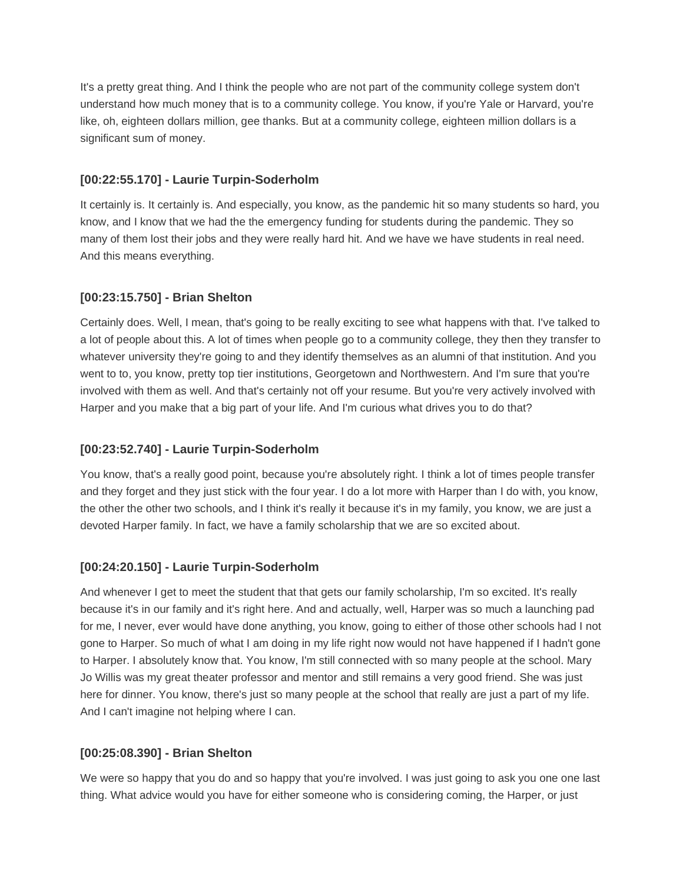It's a pretty great thing. And I think the people who are not part of the community college system don't understand how much money that is to a community college. You know, if you're Yale or Harvard, you're like, oh, eighteen dollars million, gee thanks. But at a community college, eighteen million dollars is a significant sum of money.

### [00:22:55.170] - Laurie Turpin-Soderholm

It certainly is. It certainly is. And especially, you know, as the pandemic hit so many students so hard, you know, and I know that we had the the emergency funding for students during the pandemic. They so many of them lost their jobs and they were really hard hit. And we have we have students in real need. And this means everything.

### [00:23:15.750] - Brian Shelton

Certainly does. Well, I mean, that's going to be really exciting to see what happens with that. I've talked to a lot of people about this. A lot of times when people go to a community college, they then they transfer to whatever university they're going to and they identify themselves as an alumni of that institution. And you went to to, you know, pretty top tier institutions, Georgetown and Northwestern. And I'm sure that you're involved with them as well. And that's certainly not off your resume. But you're very actively involved with Harper and you make that a big part of your life. And I'm curious what drives you to do that?

### [00:23:52.740] - Laurie Turpin-Soderholm

You know, that's a really good point, because you're absolutely right. I think a lot of times people transfer and they forget and they just stick with the four year. I do a lot more with Harper than I do with, you know, the other the other two schools, and I think it's really it because it's in my family, you know, we are just a devoted Harper family. In fact, we have a family scholarship that we are so excited about.

### [00:24:20.150] - Laurie Turpin-Soderholm

And whenever I get to meet the student that that gets our family scholarship, I'm so excited. It's really because it's in our family and it's right here. And and actually, well, Harper was so much a launching pad for me, I never, ever would have done anything, you know, going to either of those other schools had I not gone to Harper. So much of what I am doing in my life right now would not have happened if I hadn't gone to Harper. I absolutely know that. You know, I'm still connected with so many people at the school. Mary Jo Willis was my great theater professor and mentor and still remains a very good friend. She was just here for dinner. You know, there's just so many people at the school that really are just a part of my life. And I can't imagine not helping where I can.

### [00:25:08.390] - Brian Shelton

We were so happy that you do and so happy that you're involved. I was just going to ask you one one last thing. What advice would you have for either someone who is considering coming, the Harper, or just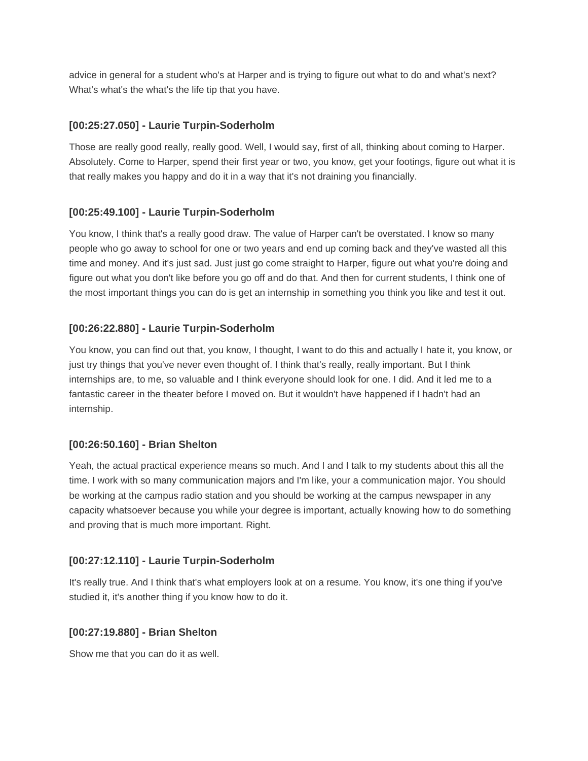advice in general for a student who's at Harper and is trying to figure out what to do and what's next? What's what's the what's the life tip that you have.

### [00:25:27.050] - Laurie Turpin-Soderholm

Those are really good really, really good. Well, I would say, first of all, thinking about coming to Harper. Absolutely. Come to Harper, spend their first year or two, you know, get your footings, figure out what it is that really makes you happy and do it in a way that it's not draining you financially.

### [00:25:49.100] - Laurie Turpin-Soderholm

You know, I think that's a really good draw. The value of Harper can't be overstated. I know so many people who go away to school for one or two years and end up coming back and they've wasted all this time and money. And it's just sad. Just just go come straight to Harper, figure out what you're doing and figure out what you don't like before you go off and do that. And then for current students, I think one of the most important things you can do is get an internship in something you think you like and test it out.

### [00:26:22.880] - Laurie Turpin-Soderholm

You know, you can find out that, you know, I thought, I want to do this and actually I hate it, you know, or just try things that you've never even thought of. I think that's really, really important. But I think internships are, to me, so valuable and I think everyone should look for one. I did. And it led me to a fantastic career in the theater before I moved on. But it wouldn't have happened if I hadn't had an internship.

### [00:26:50.160] - Brian Shelton

Yeah, the actual practical experience means so much. And I and I talk to my students about this all the time. I work with so many communication majors and I'm like, your a communication major. You should be working at the campus radio station and you should be working at the campus newspaper in any capacity whatsoever because you while your degree is important, actually knowing how to do something and proving that is much more important. Right.

### [00:27:12.110] - Laurie Turpin-Soderholm

It's really true. And I think that's what employers look at on a resume. You know, it's one thing if you've studied it, it's another thing if you know how to do it.

### [00:27:19.880] - Brian Shelton

Show me that you can do it as well.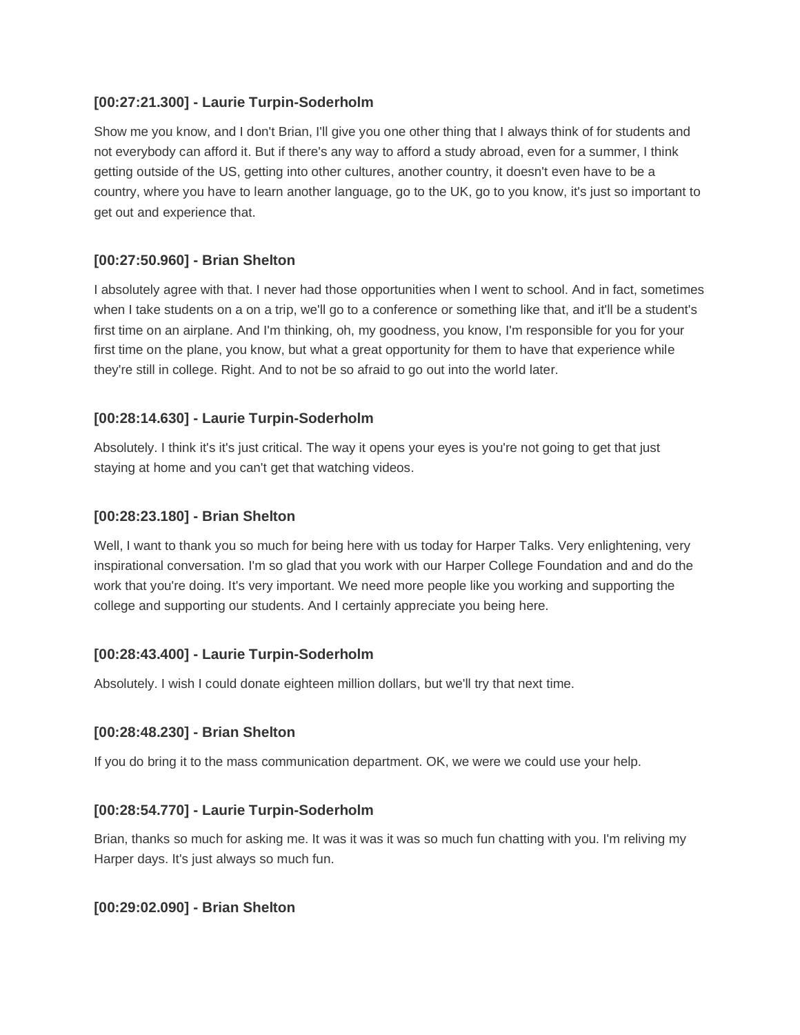**[00:27:21.300] - Laurie Turpin-Soderholm**

Show me you know, and I don't Brian, I'll give you one other thing that I always think of for students and not everybody can afford it. But if there's any way to afford a study abroad, even for a summer, I think getting outside of the US, getting into other cultures, another country, it doesn't even have to be a country, where you have to learn another language, go to the UK, go to you know, it's just so important to get out and experience that.

**[00:27:50.960] - Brian Shelton**

I absolutely agree with that. I never had those opportunities when I went to school. And in fact, sometimes when I take students on a on a trip, we'll go to a conference or something like that, and it'll be a student's first time on an airplane. And I'm thinking, oh, my goodness, you know, I'm responsible for you for your first time on the plane, you know, but what a great opportunity for them to have that experience while they're still in college. Right. And to not be so afraid to go out into the world later.

**[00:28:14.630] - Laurie Turpin-Soderholm**

Absolutely. I think it's it's just critical. The way it opens your eyes is you're not going to get that just staying at home and you can't get that watching videos.

**[00:28:23.180] - Brian Shelton**

Well, I want to thank you so much for being here with us today for Harper Talks. Very enlightening, very inspirational conversation. I'm so glad that you work with our Harper College Foundation and and do the work that you're doing. It's very important. We need more people like you working and supporting the college and supporting our students. And I certainly appreciate you being here.

**[00:28:43.400] - Laurie Turpin-Soderholm**

Absolutely. I wish I could donate eighteen million dollars, but we'll try that next time.

**[00:28:48.230] - Brian Shelton**

If you do bring it to the mass communication department. OK, we were we could use your help.

**[00:28:54.770] - Laurie Turpin-Soderholm**

Brian, thanks so much for asking me. It was it was it was so much fun chatting with you. I'm reliving my Harper days. It's just always so much fun.

**[00:29:02.090] - Brian Shelton**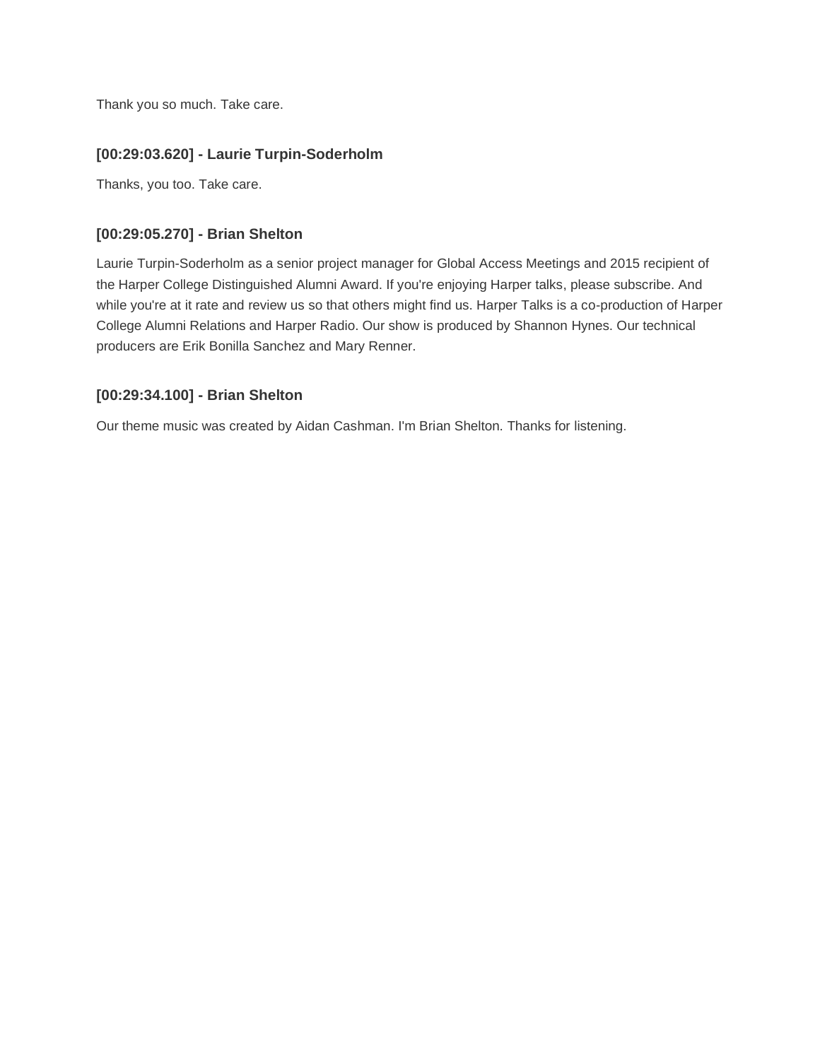Thank you so much. Take care.

### [00:29:03.620] - Laurie Turpin-Soderholm

Thanks, you too. Take care.

### [00:29:05.270] - Brian Shelton

Laurie Turpin-Soderholm as a senior project manager for Global Access Meetings and 2015 recipient of the Harper College Distinguished Alumni Award. If you're enjoying Harper talks, please subscribe. And while you're at it rate and review us so that others might find us. Harper Talks is a co-production of Harper College Alumni Relations and Harper Radio. Our show is produced by Shannon Hynes. Our technical producers are Erik Bonilla Sanchez and Mary Renner.

### [00:29:34.100] - Brian Shelton

Our theme music was created by Aidan Cashman. I'm Brian Shelton. Thanks for listening.